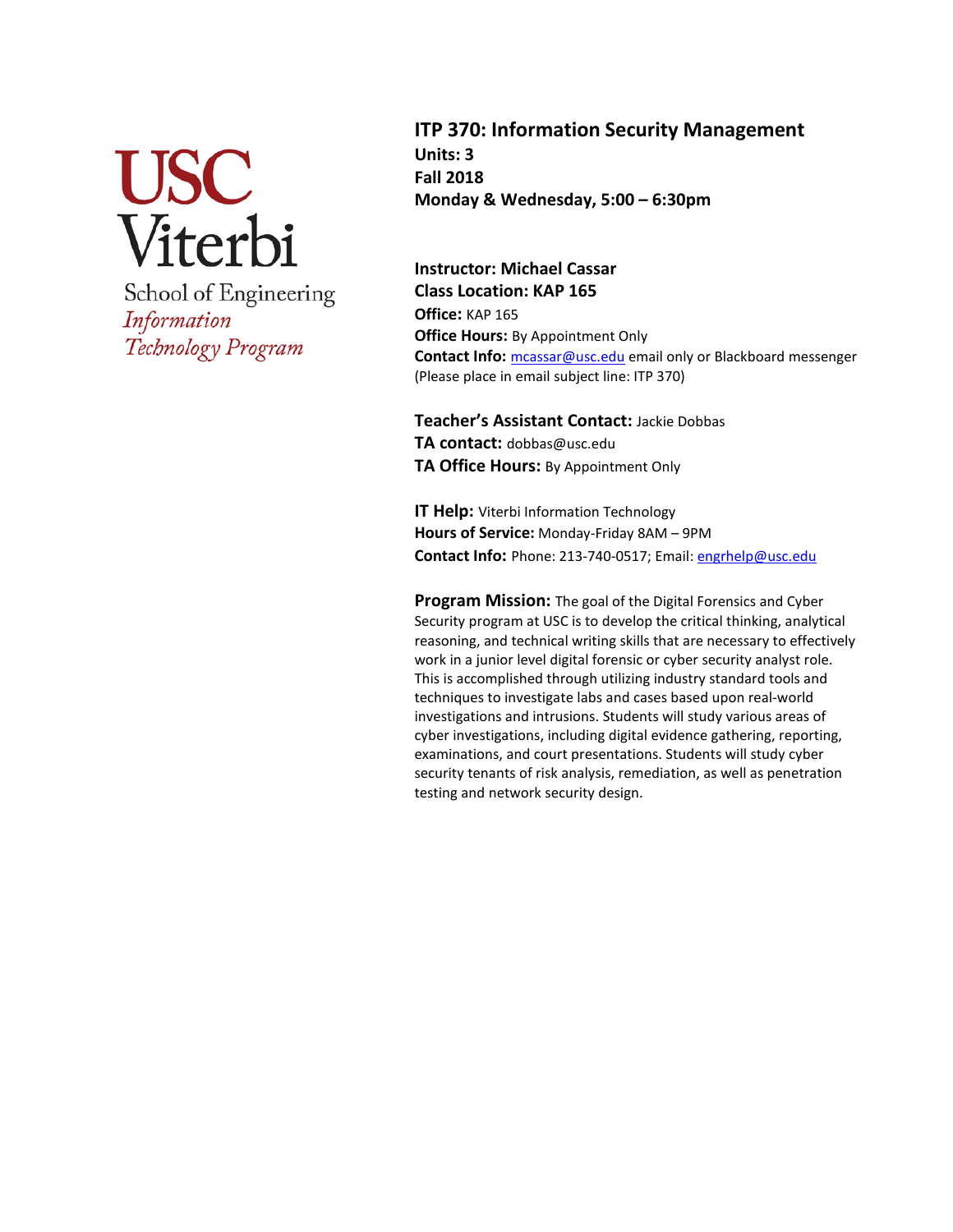USC Viterbi
School of Engineering
*Information Technology Program*

# ITP 370: Information Security Management

**Units: 3**
**Fall 2018**
**Monday & Wednesday, 5:00 – 6:30pm**

**Instructor: Michael Cassar**
**Class Location: KAP 165**
**Office:** KAP 165
**Office Hours:** By Appointment Only
**Contact Info:** mcassar@usc.edu email only or Blackboard messenger (Please place in email subject line: ITP 370)

**Teacher's Assistant Contact:** Jackie Dobbas
**TA contact:** dobbas@usc.edu
**TA Office Hours:** By Appointment Only

**IT Help:** Viterbi Information Technology
**Hours of Service:** Monday-Friday 8AM – 9PM
**Contact Info:** Phone: 213-740-0517; Email: engrhelp@usc.edu

**Program Mission:** The goal of the Digital Forensics and Cyber Security program at USC is to develop the critical thinking, analytical reasoning, and technical writing skills that are necessary to effectively work in a junior level digital forensic or cyber security analyst role. This is accomplished through utilizing industry standard tools and techniques to investigate labs and cases based upon real-world investigations and intrusions. Students will study various areas of cyber investigations, including digital evidence gathering, reporting, examinations, and court presentations. Students will study cyber security tenants of risk analysis, remediation, as well as penetration testing and network security design.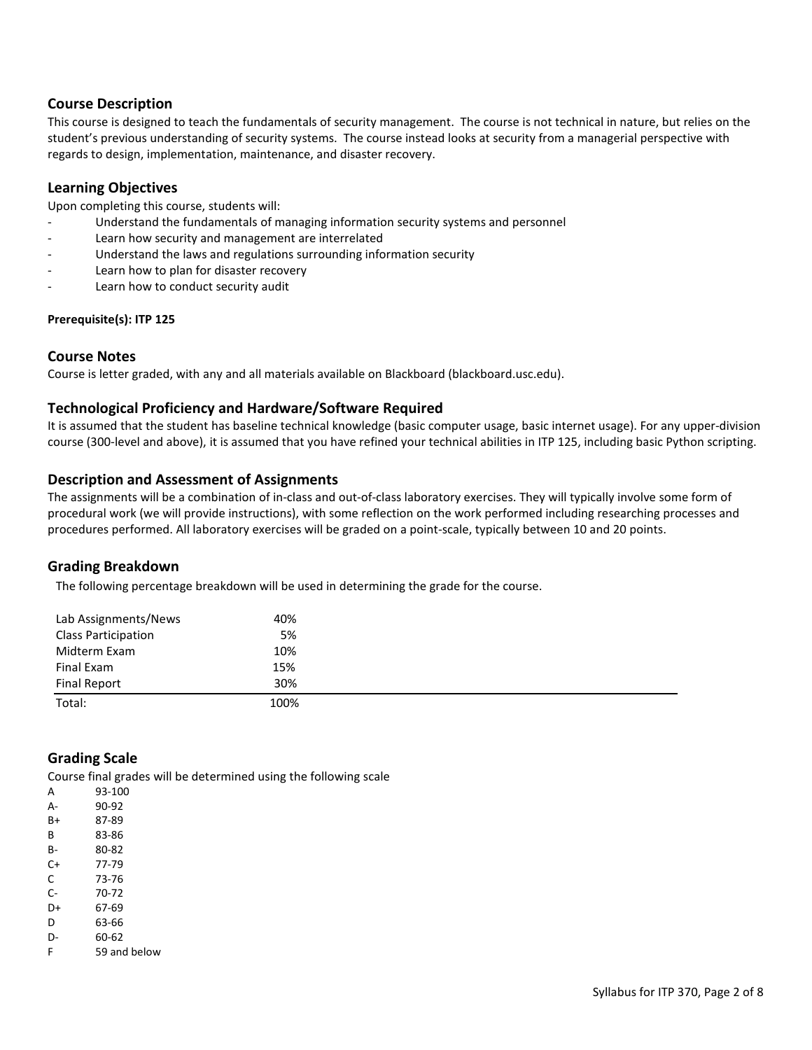## Course Description

This course is designed to teach the fundamentals of security management. The course is not technical in nature, but relies on the student's previous understanding of security systems. The course instead looks at security from a managerial perspective with regards to design, implementation, maintenance, and disaster recovery.

## Learning Objectives

Upon completing this course, students will:

- Understand the fundamentals of managing information security systems and personnel
- Learn how security and management are interrelated
- Understand the laws and regulations surrounding information security
- Learn how to plan for disaster recovery
- Learn how to conduct security audit

**Prerequisite(s): ITP 125**

## Course Notes

Course is letter graded, with any and all materials available on Blackboard (blackboard.usc.edu).

## Technological Proficiency and Hardware/Software Required

It is assumed that the student has baseline technical knowledge (basic computer usage, basic internet usage). For any upper-division course (300-level and above), it is assumed that you have refined your technical abilities in ITP 125, including basic Python scripting.

## Description and Assessment of Assignments

The assignments will be a combination of in-class and out-of-class laboratory exercises. They will typically involve some form of procedural work (we will provide instructions), with some reflection on the work performed including researching processes and procedures performed. All laboratory exercises will be graded on a point-scale, typically between 10 and 20 points.

## Grading Breakdown

The following percentage breakdown will be used in determining the grade for the course.

| | |
|---|---|
| Lab Assignments/News | 40% |
| Class Participation | 5% |
| Midterm Exam | 10% |
| Final Exam | 15% |
| Final Report | 30% |
| Total: | 100% |

## Grading Scale

Course final grades will be determined using the following scale

| | |
|---|---|
| A | 93-100 |
| A- | 90-92 |
| B+ | 87-89 |
| B | 83-86 |
| B- | 80-82 |
| C+ | 77-79 |
| C | 73-76 |
| C- | 70-72 |
| D+ | 67-69 |
| D | 63-66 |
| D- | 60-62 |
| F | 59 and below |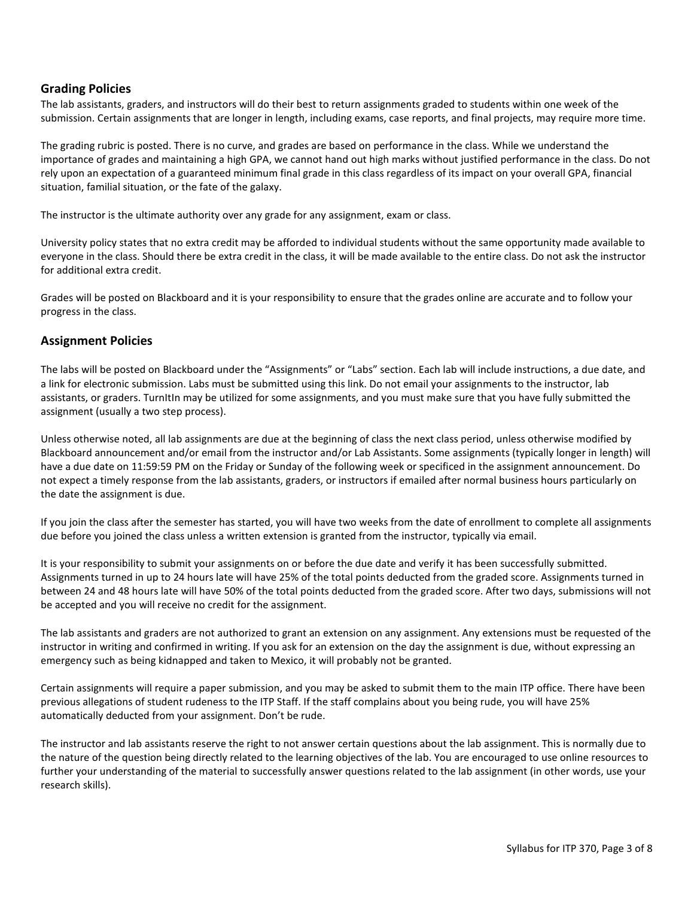## Grading Policies

The lab assistants, graders, and instructors will do their best to return assignments graded to students within one week of the submission. Certain assignments that are longer in length, including exams, case reports, and final projects, may require more time.

The grading rubric is posted. There is no curve, and grades are based on performance in the class. While we understand the importance of grades and maintaining a high GPA, we cannot hand out high marks without justified performance in the class. Do not rely upon an expectation of a guaranteed minimum final grade in this class regardless of its impact on your overall GPA, financial situation, familial situation, or the fate of the galaxy.

The instructor is the ultimate authority over any grade for any assignment, exam or class.

University policy states that no extra credit may be afforded to individual students without the same opportunity made available to everyone in the class. Should there be extra credit in the class, it will be made available to the entire class. Do not ask the instructor for additional extra credit.

Grades will be posted on Blackboard and it is your responsibility to ensure that the grades online are accurate and to follow your progress in the class.

## Assignment Policies

The labs will be posted on Blackboard under the "Assignments" or "Labs" section. Each lab will include instructions, a due date, and a link for electronic submission. Labs must be submitted using this link. Do not email your assignments to the instructor, lab assistants, or graders. TurnItIn may be utilized for some assignments, and you must make sure that you have fully submitted the assignment (usually a two step process).

Unless otherwise noted, all lab assignments are due at the beginning of class the next class period, unless otherwise modified by Blackboard announcement and/or email from the instructor and/or Lab Assistants. Some assignments (typically longer in length) will have a due date on 11:59:59 PM on the Friday or Sunday of the following week or specificed in the assignment announcement. Do not expect a timely response from the lab assistants, graders, or instructors if emailed after normal business hours particularly on the date the assignment is due.

If you join the class after the semester has started, you will have two weeks from the date of enrollment to complete all assignments due before you joined the class unless a written extension is granted from the instructor, typically via email.

It is your responsibility to submit your assignments on or before the due date and verify it has been successfully submitted. Assignments turned in up to 24 hours late will have 25% of the total points deducted from the graded score. Assignments turned in between 24 and 48 hours late will have 50% of the total points deducted from the graded score. After two days, submissions will not be accepted and you will receive no credit for the assignment.

The lab assistants and graders are not authorized to grant an extension on any assignment. Any extensions must be requested of the instructor in writing and confirmed in writing. If you ask for an extension on the day the assignment is due, without expressing an emergency such as being kidnapped and taken to Mexico, it will probably not be granted.

Certain assignments will require a paper submission, and you may be asked to submit them to the main ITP office. There have been previous allegations of student rudeness to the ITP Staff. If the staff complains about you being rude, you will have 25% automatically deducted from your assignment. Don't be rude.

The instructor and lab assistants reserve the right to not answer certain questions about the lab assignment. This is normally due to the nature of the question being directly related to the learning objectives of the lab. You are encouraged to use online resources to further your understanding of the material to successfully answer questions related to the lab assignment (in other words, use your research skills).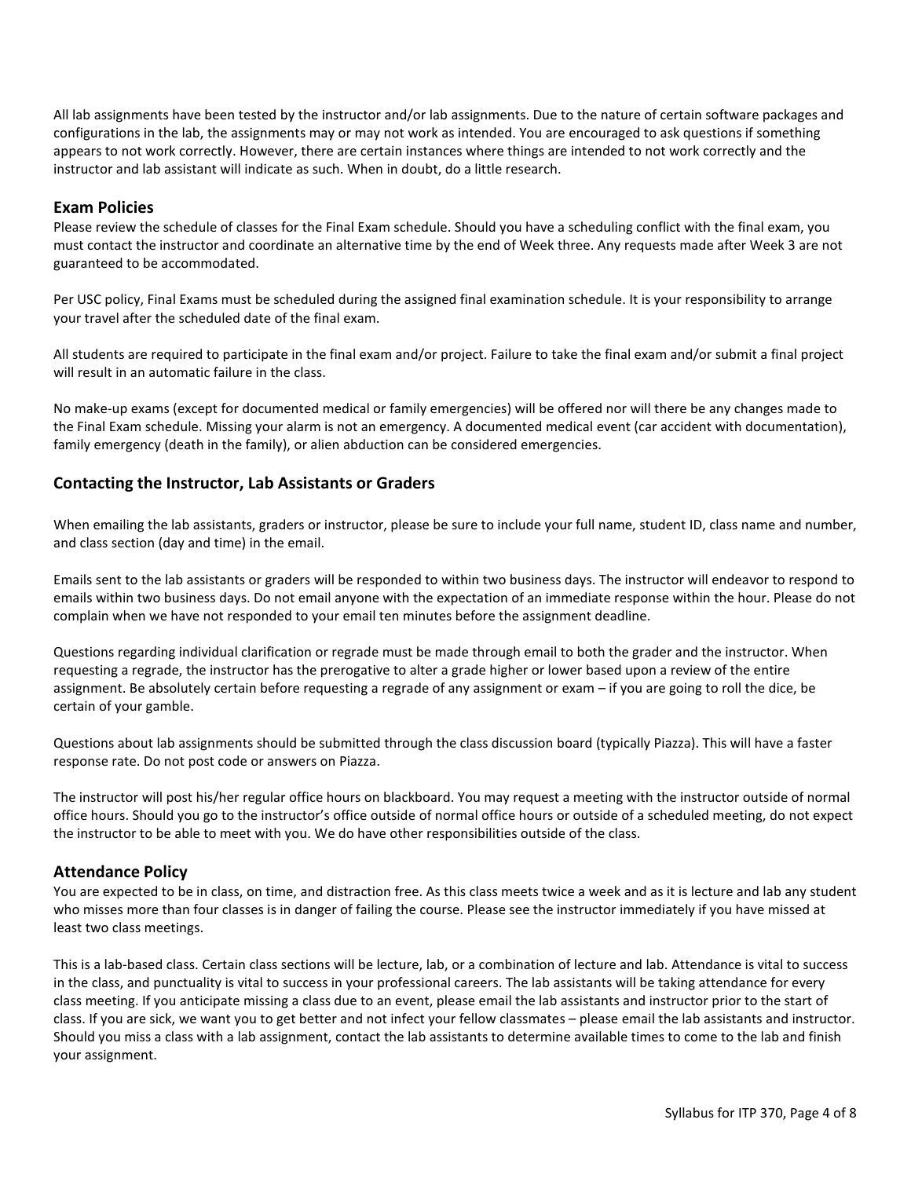All lab assignments have been tested by the instructor and/or lab assignments. Due to the nature of certain software packages and configurations in the lab, the assignments may or may not work as intended. You are encouraged to ask questions if something appears to not work correctly. However, there are certain instances where things are intended to not work correctly and the instructor and lab assistant will indicate as such. When in doubt, do a little research.

### Exam Policies

Please review the schedule of classes for the Final Exam schedule. Should you have a scheduling conflict with the final exam, you must contact the instructor and coordinate an alternative time by the end of Week three. Any requests made after Week 3 are not guaranteed to be accommodated.

Per USC policy, Final Exams must be scheduled during the assigned final examination schedule. It is your responsibility to arrange your travel after the scheduled date of the final exam.

All students are required to participate in the final exam and/or project. Failure to take the final exam and/or submit a final project will result in an automatic failure in the class.

No make-up exams (except for documented medical or family emergencies) will be offered nor will there be any changes made to the Final Exam schedule. Missing your alarm is not an emergency. A documented medical event (car accident with documentation), family emergency (death in the family), or alien abduction can be considered emergencies.

### Contacting the Instructor, Lab Assistants or Graders

When emailing the lab assistants, graders or instructor, please be sure to include your full name, student ID, class name and number, and class section (day and time) in the email.

Emails sent to the lab assistants or graders will be responded to within two business days. The instructor will endeavor to respond to emails within two business days. Do not email anyone with the expectation of an immediate response within the hour. Please do not complain when we have not responded to your email ten minutes before the assignment deadline.

Questions regarding individual clarification or regrade must be made through email to both the grader and the instructor. When requesting a regrade, the instructor has the prerogative to alter a grade higher or lower based upon a review of the entire assignment. Be absolutely certain before requesting a regrade of any assignment or exam – if you are going to roll the dice, be certain of your gamble.

Questions about lab assignments should be submitted through the class discussion board (typically Piazza). This will have a faster response rate. Do not post code or answers on Piazza.

The instructor will post his/her regular office hours on blackboard. You may request a meeting with the instructor outside of normal office hours. Should you go to the instructor's office outside of normal office hours or outside of a scheduled meeting, do not expect the instructor to be able to meet with you. We do have other responsibilities outside of the class.

### Attendance Policy

You are expected to be in class, on time, and distraction free. As this class meets twice a week and as it is lecture and lab any student who misses more than four classes is in danger of failing the course. Please see the instructor immediately if you have missed at least two class meetings.

This is a lab-based class. Certain class sections will be lecture, lab, or a combination of lecture and lab. Attendance is vital to success in the class, and punctuality is vital to success in your professional careers. The lab assistants will be taking attendance for every class meeting. If you anticipate missing a class due to an event, please email the lab assistants and instructor prior to the start of class. If you are sick, we want you to get better and not infect your fellow classmates – please email the lab assistants and instructor. Should you miss a class with a lab assignment, contact the lab assistants to determine available times to come to the lab and finish your assignment.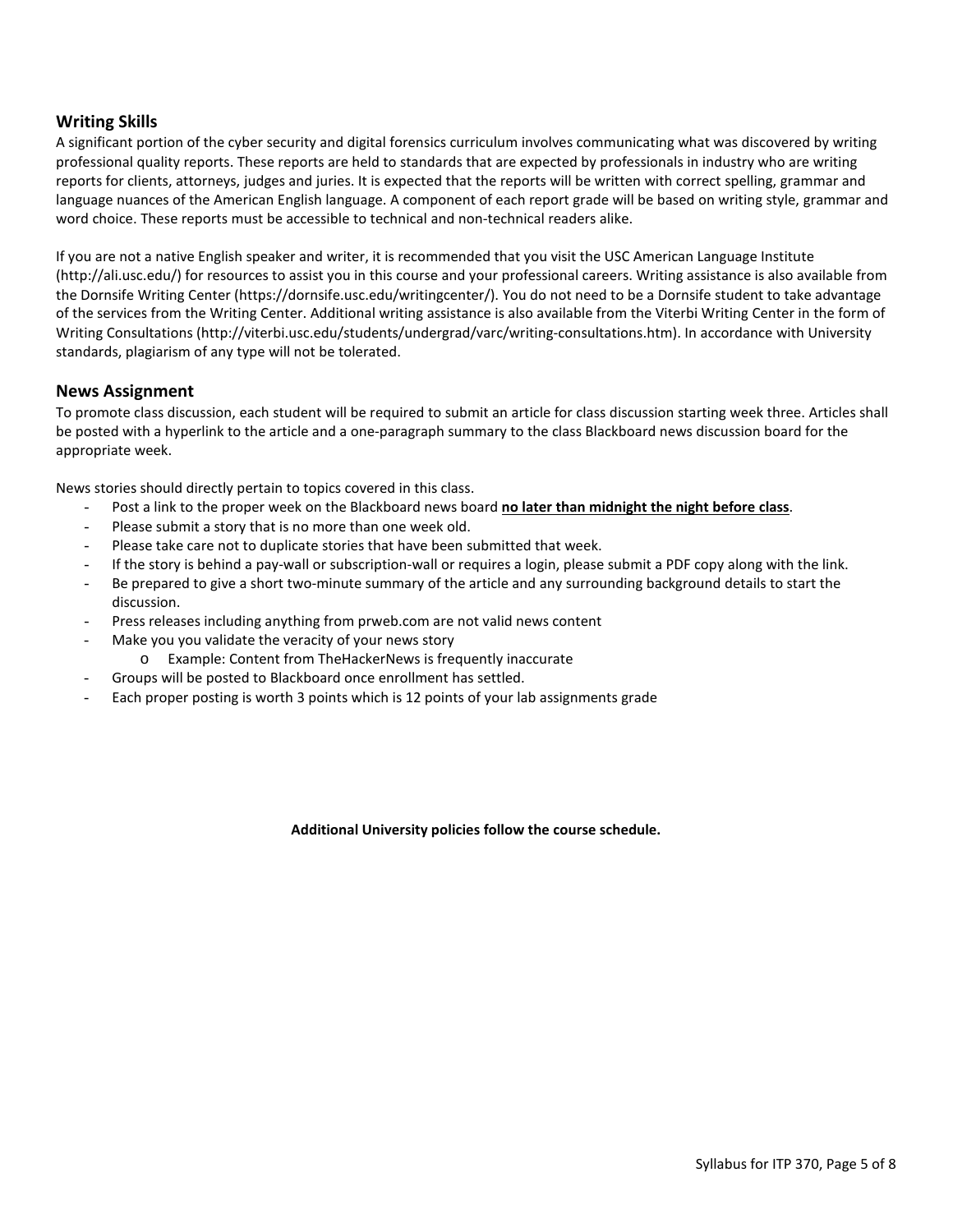## Writing Skills

A significant portion of the cyber security and digital forensics curriculum involves communicating what was discovered by writing professional quality reports. These reports are held to standards that are expected by professionals in industry who are writing reports for clients, attorneys, judges and juries. It is expected that the reports will be written with correct spelling, grammar and language nuances of the American English language. A component of each report grade will be based on writing style, grammar and word choice. These reports must be accessible to technical and non-technical readers alike.

If you are not a native English speaker and writer, it is recommended that you visit the USC American Language Institute (http://ali.usc.edu/) for resources to assist you in this course and your professional careers. Writing assistance is also available from the Dornsife Writing Center (https://dornsife.usc.edu/writingcenter/). You do not need to be a Dornsife student to take advantage of the services from the Writing Center. Additional writing assistance is also available from the Viterbi Writing Center in the form of Writing Consultations (http://viterbi.usc.edu/students/undergrad/varc/writing-consultations.htm). In accordance with University standards, plagiarism of any type will not be tolerated.

## News Assignment

To promote class discussion, each student will be required to submit an article for class discussion starting week three. Articles shall be posted with a hyperlink to the article and a one-paragraph summary to the class Blackboard news discussion board for the appropriate week.

News stories should directly pertain to topics covered in this class.

- Post a link to the proper week on the Blackboard news board **no later than midnight the night before class**.
- Please submit a story that is no more than one week old.
- Please take care not to duplicate stories that have been submitted that week.
- If the story is behind a pay-wall or subscription-wall or requires a login, please submit a PDF copy along with the link.
- Be prepared to give a short two-minute summary of the article and any surrounding background details to start the discussion.
- Press releases including anything from prweb.com are not valid news content
- Make you you validate the veracity of your news story
  - Example: Content from TheHackerNews is frequently inaccurate
- Groups will be posted to Blackboard once enrollment has settled.
- Each proper posting is worth 3 points which is 12 points of your lab assignments grade

**Additional University policies follow the course schedule.**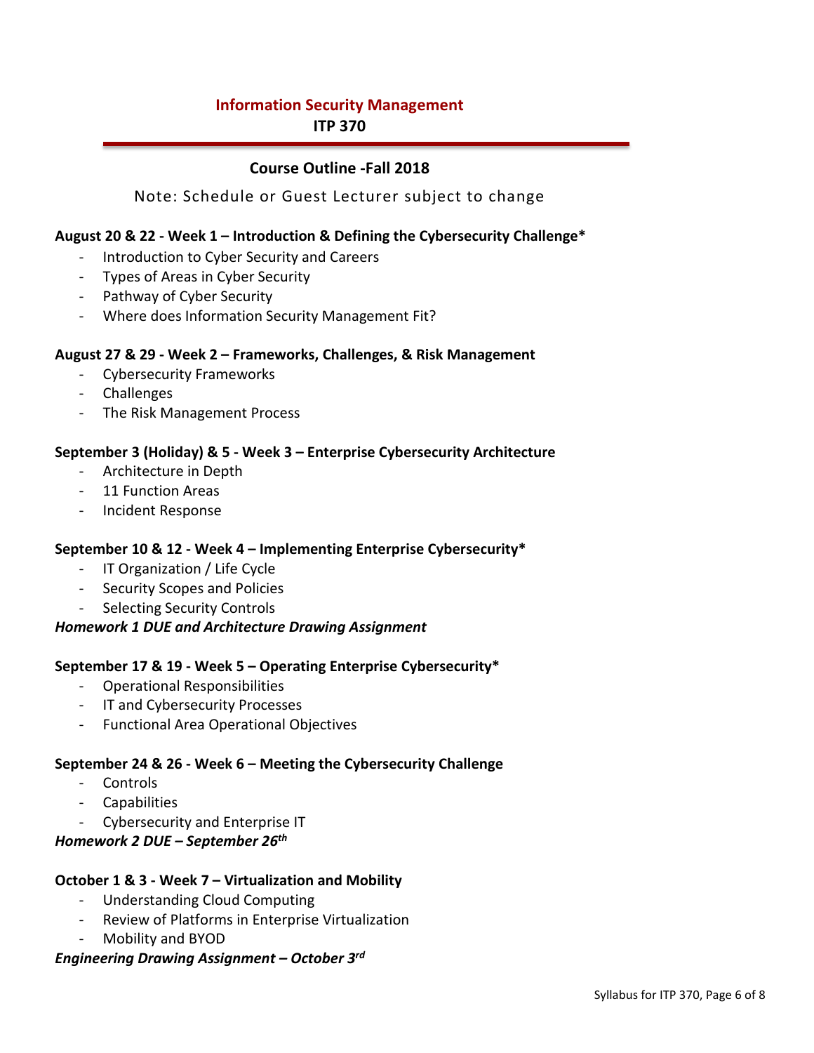# Information Security Management

**ITP 370**

## Course Outline -Fall 2018

Note: Schedule or Guest Lecturer subject to change

**August 20 & 22 - Week 1 – Introduction & Defining the Cybersecurity Challenge***

- Introduction to Cyber Security and Careers
- Types of Areas in Cyber Security
- Pathway of Cyber Security
- Where does Information Security Management Fit?

**August 27 & 29 - Week 2 – Frameworks, Challenges, & Risk Management**

- Cybersecurity Frameworks
- Challenges
- The Risk Management Process

**September 3 (Holiday) & 5 - Week 3 – Enterprise Cybersecurity Architecture**

- Architecture in Depth
- 11 Function Areas
- Incident Response

**September 10 & 12 - Week 4 – Implementing Enterprise Cybersecurity***

- IT Organization / Life Cycle
- Security Scopes and Policies
- Selecting Security Controls

***Homework 1 DUE and Architecture Drawing Assignment***

**September 17 & 19 - Week 5 – Operating Enterprise Cybersecurity***

- Operational Responsibilities
- IT and Cybersecurity Processes
- Functional Area Operational Objectives

**September 24 & 26 - Week 6 – Meeting the Cybersecurity Challenge**

- Controls
- Capabilities
- Cybersecurity and Enterprise IT

***Homework 2 DUE – September 26th***

**October 1 & 3 - Week 7 – Virtualization and Mobility**

- Understanding Cloud Computing
- Review of Platforms in Enterprise Virtualization
- Mobility and BYOD

***Engineering Drawing Assignment – October 3rd***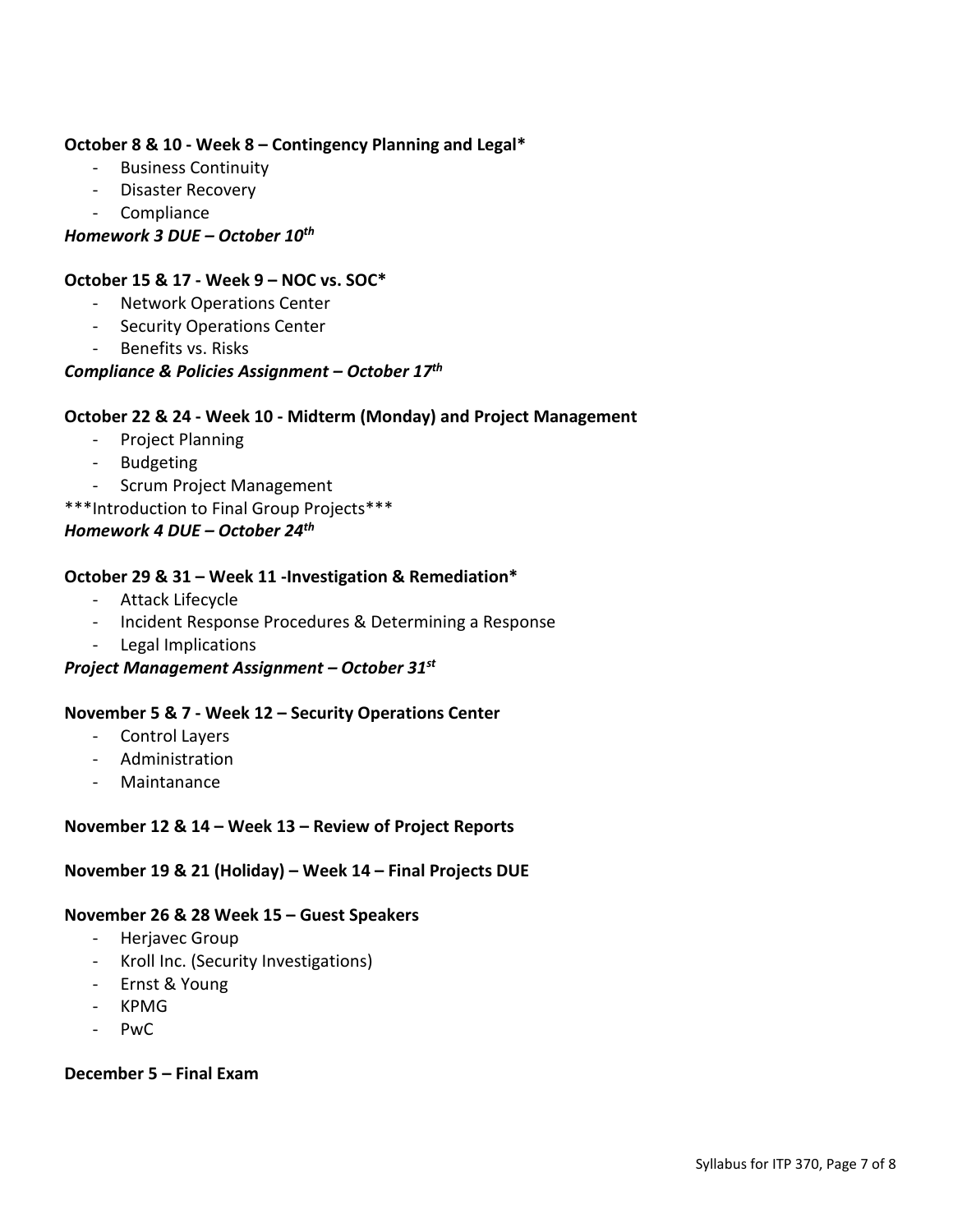**October 8 & 10 - Week 8 – Contingency Planning and Legal***

- Business Continuity
- Disaster Recovery
- Compliance

***Homework 3 DUE – October 10th***

**October 15 & 17 - Week 9 – NOC vs. SOC***

- Network Operations Center
- Security Operations Center
- Benefits vs. Risks

***Compliance & Policies Assignment – October 17th***

**October 22 & 24 - Week 10 - Midterm (Monday) and Project Management**

- Project Planning
- Budgeting
- Scrum Project Management

***Introduction to Final Group Projects***

***Homework 4 DUE – October 24th***

**October 29 & 31 – Week 11 -Investigation & Remediation***

- Attack Lifecycle
- Incident Response Procedures & Determining a Response
- Legal Implications

***Project Management Assignment – October 31st***

**November 5 & 7 - Week 12 – Security Operations Center**

- Control Layers
- Administration
- Maintanance

**November 12 & 14 – Week 13 – Review of Project Reports**

**November 19 & 21 (Holiday) – Week 14 – Final Projects DUE**

**November 26 & 28 Week 15 – Guest Speakers**

- Herjavec Group
- Kroll Inc. (Security Investigations)
- Ernst & Young
- KPMG
- PwC

**December 5 – Final Exam**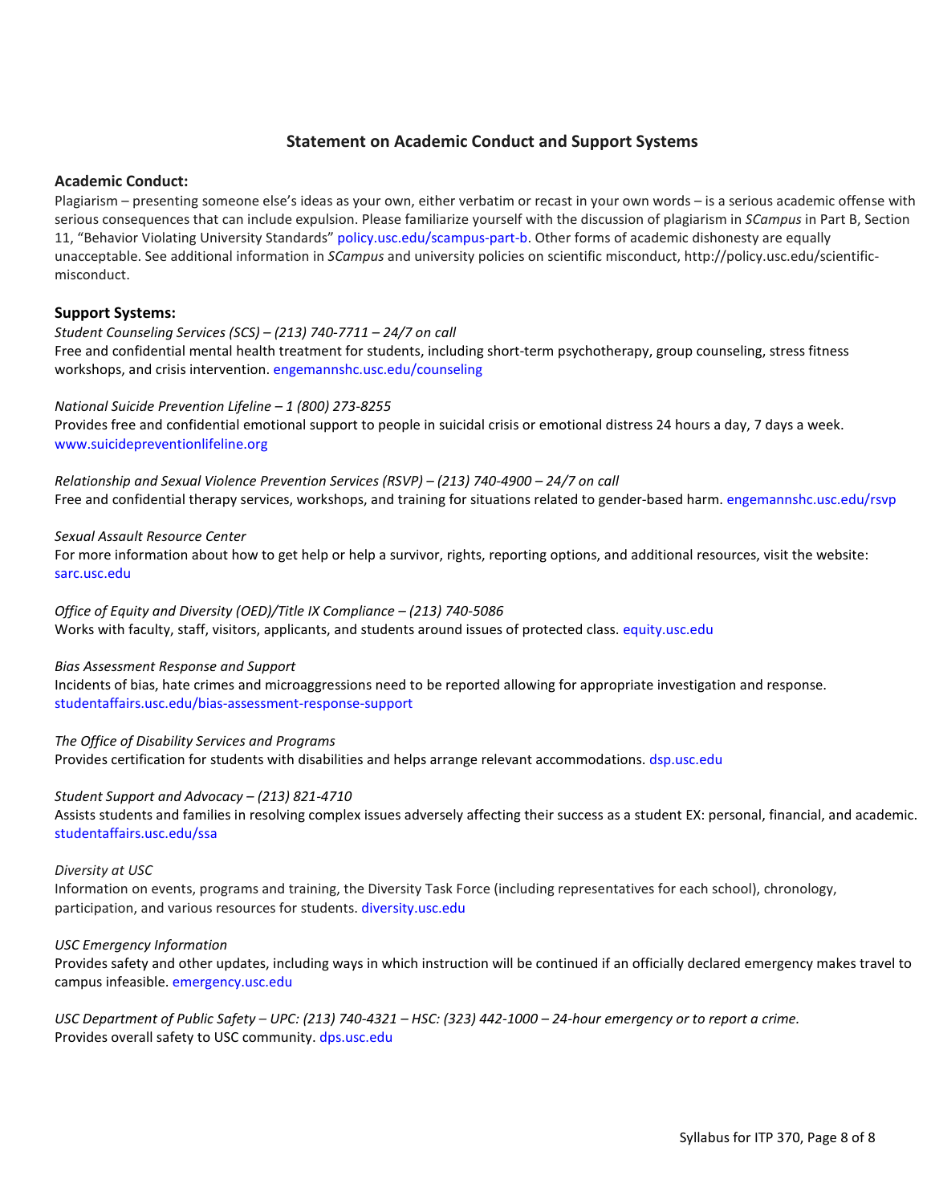## Statement on Academic Conduct and Support Systems

### Academic Conduct:

Plagiarism – presenting someone else's ideas as your own, either verbatim or recast in your own words – is a serious academic offense with serious consequences that can include expulsion. Please familiarize yourself with the discussion of plagiarism in *SCampus* in Part B, Section 11, "Behavior Violating University Standards" policy.usc.edu/scampus-part-b. Other forms of academic dishonesty are equally unacceptable. See additional information in *SCampus* and university policies on scientific misconduct, http://policy.usc.edu/scientific-misconduct.

### Support Systems:

*Student Counseling Services (SCS) – (213) 740-7711 – 24/7 on call*
Free and confidential mental health treatment for students, including short-term psychotherapy, group counseling, stress fitness workshops, and crisis intervention. engemannshc.usc.edu/counseling

*National Suicide Prevention Lifeline – 1 (800) 273-8255*
Provides free and confidential emotional support to people in suicidal crisis or emotional distress 24 hours a day, 7 days a week. www.suicidepreventionlifeline.org

*Relationship and Sexual Violence Prevention Services (RSVP) – (213) 740-4900 – 24/7 on call*
Free and confidential therapy services, workshops, and training for situations related to gender-based harm. engemannshc.usc.edu/rsvp

*Sexual Assault Resource Center*
For more information about how to get help or help a survivor, rights, reporting options, and additional resources, visit the website: sarc.usc.edu

*Office of Equity and Diversity (OED)/Title IX Compliance – (213) 740-5086*
Works with faculty, staff, visitors, applicants, and students around issues of protected class. equity.usc.edu

*Bias Assessment Response and Support*
Incidents of bias, hate crimes and microaggressions need to be reported allowing for appropriate investigation and response. studentaffairs.usc.edu/bias-assessment-response-support

*The Office of Disability Services and Programs*
Provides certification for students with disabilities and helps arrange relevant accommodations. dsp.usc.edu

*Student Support and Advocacy – (213) 821-4710*
Assists students and families in resolving complex issues adversely affecting their success as a student EX: personal, financial, and academic. studentaffairs.usc.edu/ssa

*Diversity at USC*
Information on events, programs and training, the Diversity Task Force (including representatives for each school), chronology, participation, and various resources for students. diversity.usc.edu

*USC Emergency Information*
Provides safety and other updates, including ways in which instruction will be continued if an officially declared emergency makes travel to campus infeasible. emergency.usc.edu

*USC Department of Public Safety – UPC: (213) 740-4321 – HSC: (323) 442-1000 – 24-hour emergency or to report a crime.*
Provides overall safety to USC community. dps.usc.edu